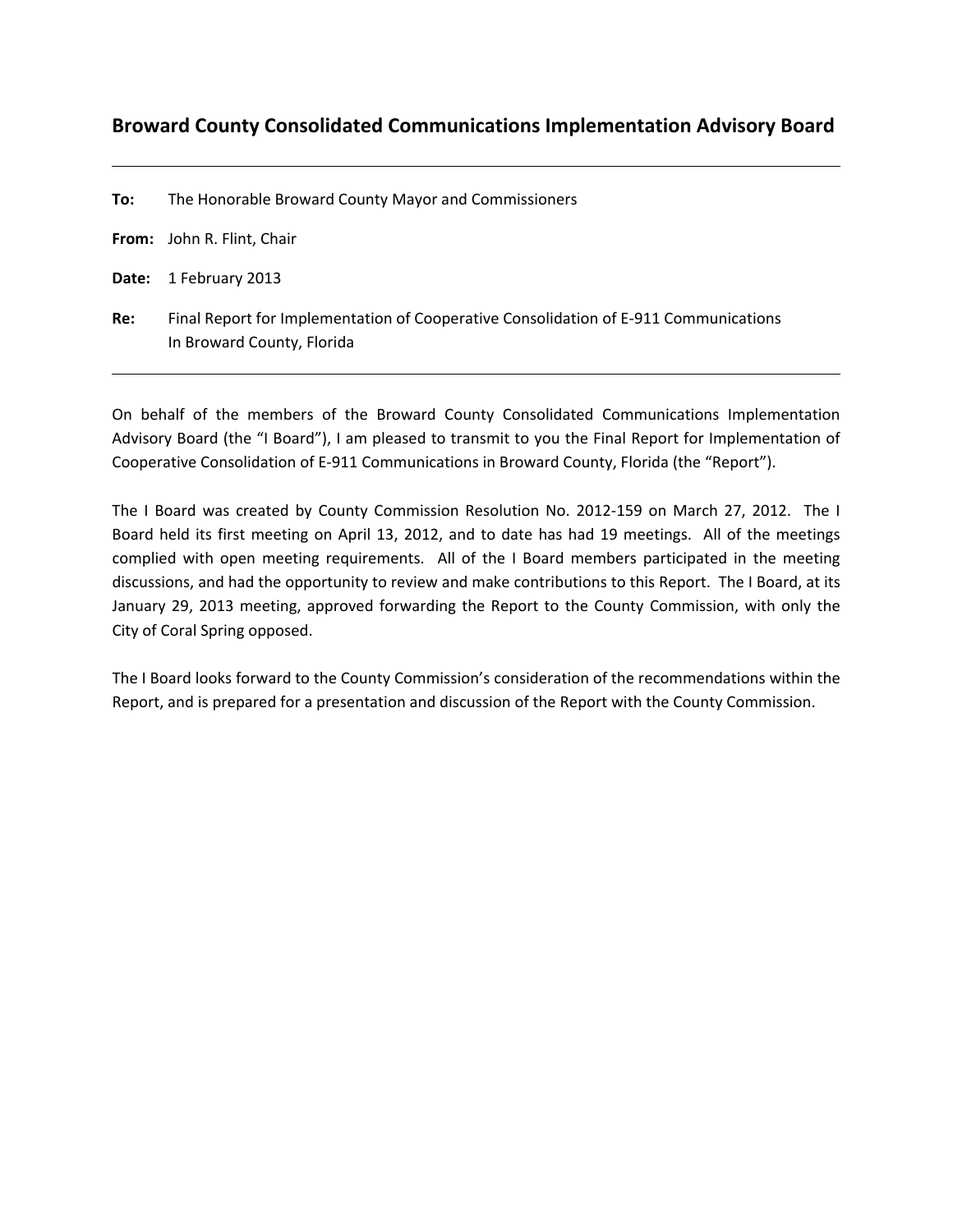# Broward County Consolidated Communications Implementation Advisory Board

---

**To:** The Honorable Broward County Mayor and Commissioners

**From:** John R. Flint, Chair

**Date:** 1 February 2013

**Re:** Final Report for Implementation of Cooperative Consolidation of E-911 Communications In Broward County, Florida

---

On behalf of the members of the Broward County Consolidated Communications Implementation Advisory Board (the "I Board"), I am pleased to transmit to you the Final Report for Implementation of Cooperative Consolidation of E-911 Communications in Broward County, Florida (the "Report").

The I Board was created by County Commission Resolution No. 2012-159 on March 27, 2012. The I Board held its first meeting on April 13, 2012, and to date has had 19 meetings. All of the meetings complied with open meeting requirements. All of the I Board members participated in the meeting discussions, and had the opportunity to review and make contributions to this Report. The I Board, at its January 29, 2013 meeting, approved forwarding the Report to the County Commission, with only the City of Coral Spring opposed.

The I Board looks forward to the County Commission's consideration of the recommendations within the Report, and is prepared for a presentation and discussion of the Report with the County Commission.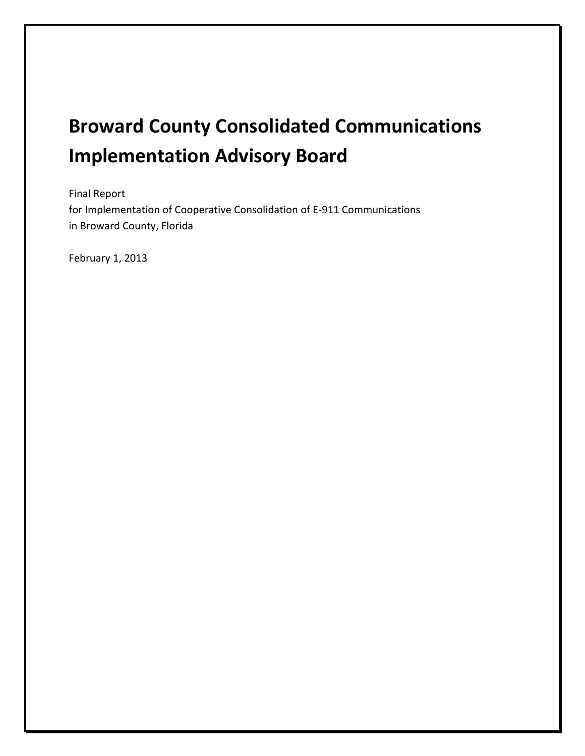# Broward County Consolidated Communications Implementation Advisory Board

Final Report
for Implementation of Cooperative Consolidation of E-911 Communications
in Broward County, Florida

February 1, 2013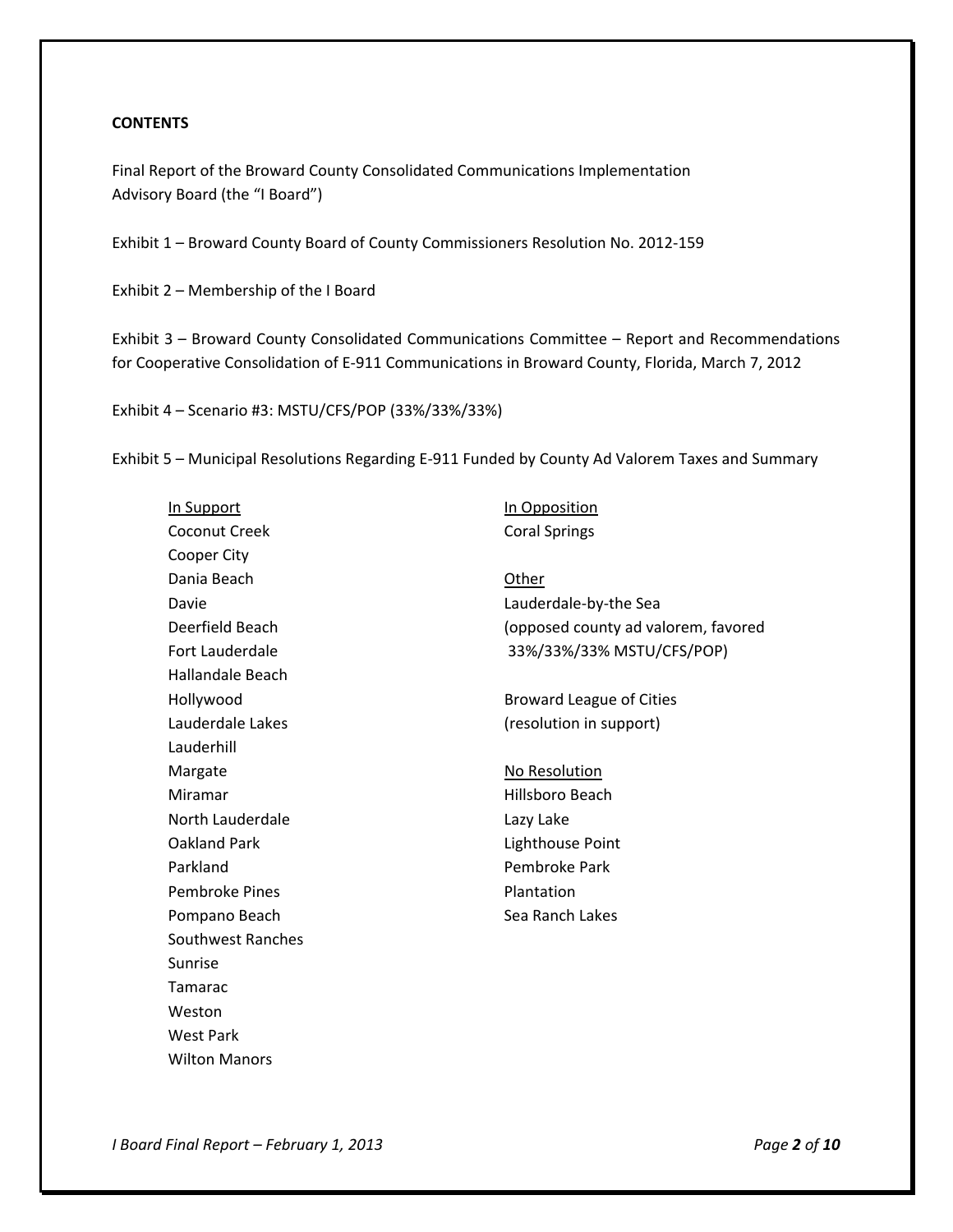**CONTENTS**

Final Report of the Broward County Consolidated Communications Implementation Advisory Board (the "I Board")

Exhibit 1 – Broward County Board of County Commissioners Resolution No. 2012-159

Exhibit 2 – Membership of the I Board

Exhibit 3 – Broward County Consolidated Communications Committee – Report and Recommendations for Cooperative Consolidation of E-911 Communications in Broward County, Florida, March 7, 2012

Exhibit 4 – Scenario #3: MSTU/CFS/POP (33%/33%/33%)

Exhibit 5 – Municipal Resolutions Regarding E-911 Funded by County Ad Valorem Taxes and Summary

<u>In Support</u>
- Coconut Creek
- Cooper City
- Dania Beach
- Davie
- Deerfield Beach
- Fort Lauderdale
- Hallandale Beach
- Hollywood
- Lauderdale Lakes
- Lauderhill
- Margate
- Miramar
- North Lauderdale
- Oakland Park
- Parkland
- Pembroke Pines
- Pompano Beach
- Southwest Ranches
- Sunrise
- Tamarac
- Weston
- West Park
- Wilton Manors

<u>In Opposition</u>
- Coral Springs

<u>Other</u>
- Lauderdale-by-the Sea (opposed county ad valorem, favored 33%/33%/33% MSTU/CFS/POP)
- Broward League of Cities (resolution in support)

<u>No Resolution</u>
- Hillsboro Beach
- Lazy Lake
- Lighthouse Point
- Pembroke Park
- Plantation
- Sea Ranch Lakes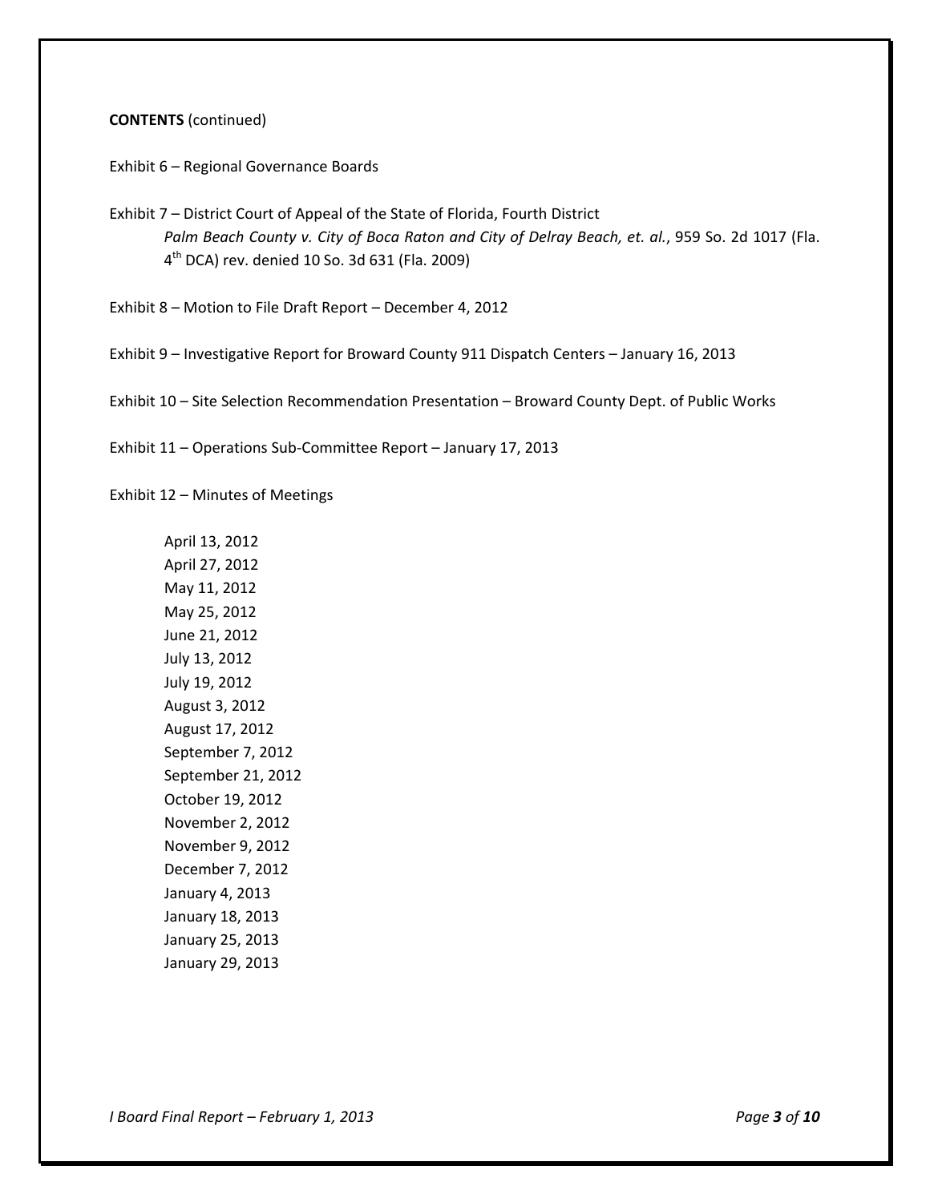**CONTENTS** (continued)

Exhibit 6 – Regional Governance Boards

Exhibit 7 – District Court of Appeal of the State of Florida, Fourth District
*Palm Beach County v. City of Boca Raton and City of Delray Beach, et. al.*, 959 So. 2d 1017 (Fla. 4th DCA) rev. denied 10 So. 3d 631 (Fla. 2009)

Exhibit 8 – Motion to File Draft Report – December 4, 2012

Exhibit 9 – Investigative Report for Broward County 911 Dispatch Centers – January 16, 2013

Exhibit 10 – Site Selection Recommendation Presentation – Broward County Dept. of Public Works

Exhibit 11 – Operations Sub-Committee Report – January 17, 2013

Exhibit 12 – Minutes of Meetings

April 13, 2012
April 27, 2012
May 11, 2012
May 25, 2012
June 21, 2012
July 13, 2012
July 19, 2012
August 3, 2012
August 17, 2012
September 7, 2012
September 21, 2012
October 19, 2012
November 2, 2012
November 9, 2012
December 7, 2012
January 4, 2013
January 18, 2013
January 25, 2013
January 29, 2013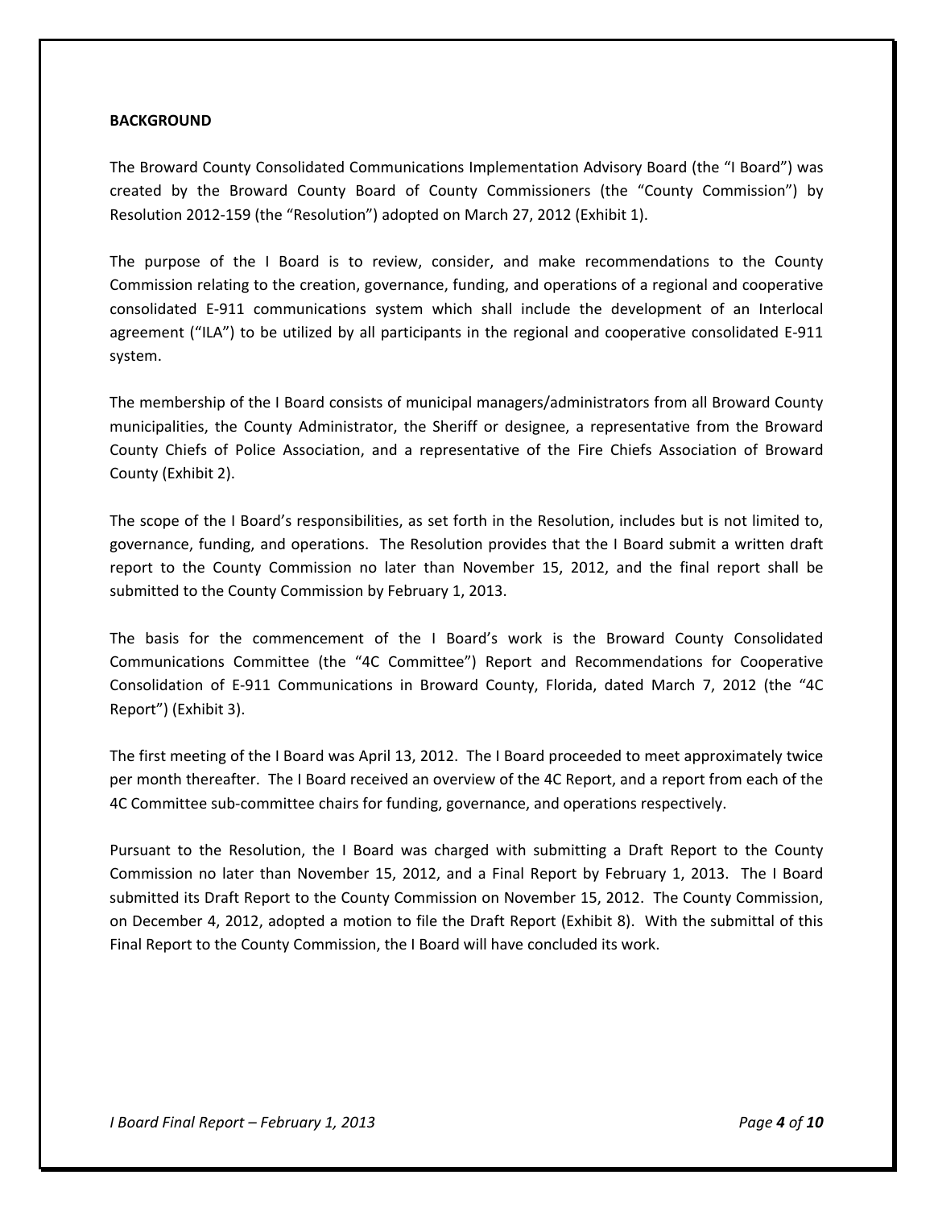## BACKGROUND

The Broward County Consolidated Communications Implementation Advisory Board (the "I Board") was created by the Broward County Board of County Commissioners (the "County Commission") by Resolution 2012-159 (the "Resolution") adopted on March 27, 2012 (Exhibit 1).

The purpose of the I Board is to review, consider, and make recommendations to the County Commission relating to the creation, governance, funding, and operations of a regional and cooperative consolidated E-911 communications system which shall include the development of an Interlocal agreement ("ILA") to be utilized by all participants in the regional and cooperative consolidated E-911 system.

The membership of the I Board consists of municipal managers/administrators from all Broward County municipalities, the County Administrator, the Sheriff or designee, a representative from the Broward County Chiefs of Police Association, and a representative of the Fire Chiefs Association of Broward County (Exhibit 2).

The scope of the I Board's responsibilities, as set forth in the Resolution, includes but is not limited to, governance, funding, and operations. The Resolution provides that the I Board submit a written draft report to the County Commission no later than November 15, 2012, and the final report shall be submitted to the County Commission by February 1, 2013.

The basis for the commencement of the I Board's work is the Broward County Consolidated Communications Committee (the "4C Committee") Report and Recommendations for Cooperative Consolidation of E-911 Communications in Broward County, Florida, dated March 7, 2012 (the "4C Report") (Exhibit 3).

The first meeting of the I Board was April 13, 2012. The I Board proceeded to meet approximately twice per month thereafter. The I Board received an overview of the 4C Report, and a report from each of the 4C Committee sub-committee chairs for funding, governance, and operations respectively.

Pursuant to the Resolution, the I Board was charged with submitting a Draft Report to the County Commission no later than November 15, 2012, and a Final Report by February 1, 2013. The I Board submitted its Draft Report to the County Commission on November 15, 2012. The County Commission, on December 4, 2012, adopted a motion to file the Draft Report (Exhibit 8). With the submittal of this Final Report to the County Commission, the I Board will have concluded its work.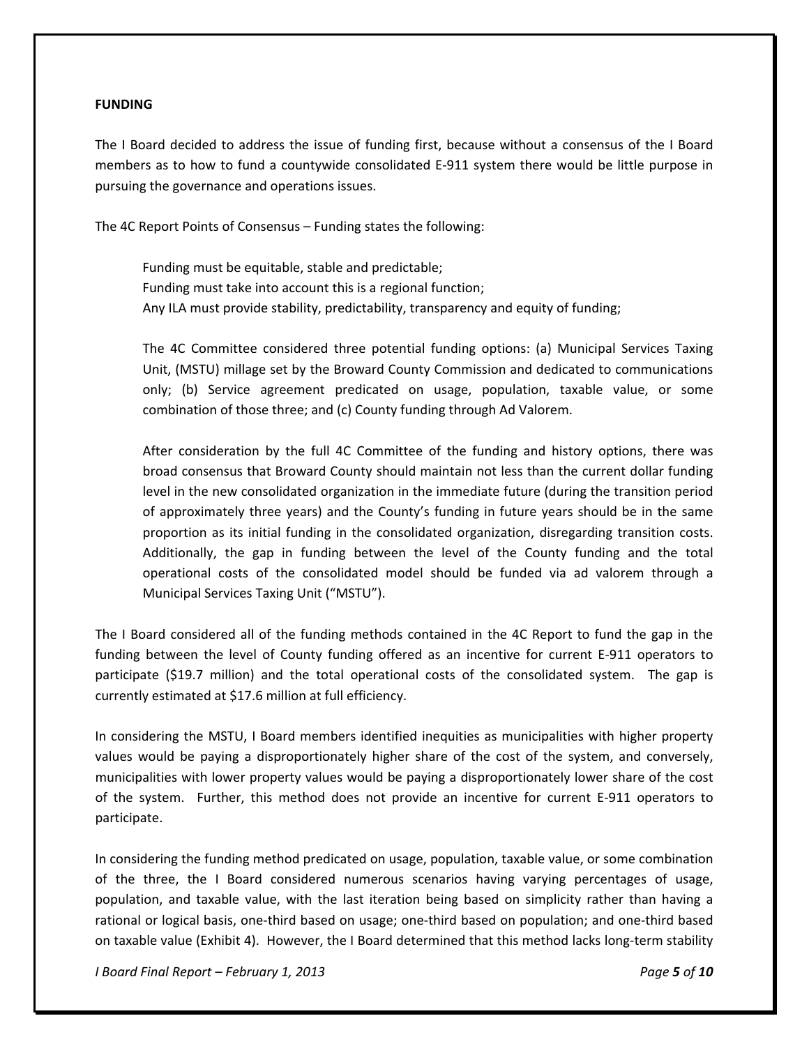**FUNDING**

The I Board decided to address the issue of funding first, because without a consensus of the I Board members as to how to fund a countywide consolidated E-911 system there would be little purpose in pursuing the governance and operations issues.

The 4C Report Points of Consensus – Funding states the following:

> Funding must be equitable, stable and predictable;
> Funding must take into account this is a regional function;
> Any ILA must provide stability, predictability, transparency and equity of funding;
>
> The 4C Committee considered three potential funding options: (a) Municipal Services Taxing Unit, (MSTU) millage set by the Broward County Commission and dedicated to communications only; (b) Service agreement predicated on usage, population, taxable value, or some combination of those three; and (c) County funding through Ad Valorem.
>
> After consideration by the full 4C Committee of the funding and history options, there was broad consensus that Broward County should maintain not less than the current dollar funding level in the new consolidated organization in the immediate future (during the transition period of approximately three years) and the County's funding in future years should be in the same proportion as its initial funding in the consolidated organization, disregarding transition costs. Additionally, the gap in funding between the level of the County funding and the total operational costs of the consolidated model should be funded via ad valorem through a Municipal Services Taxing Unit ("MSTU").

The I Board considered all of the funding methods contained in the 4C Report to fund the gap in the funding between the level of County funding offered as an incentive for current E-911 operators to participate ($19.7 million) and the total operational costs of the consolidated system. The gap is currently estimated at $17.6 million at full efficiency.

In considering the MSTU, I Board members identified inequities as municipalities with higher property values would be paying a disproportionately higher share of the cost of the system, and conversely, municipalities with lower property values would be paying a disproportionately lower share of the cost of the system. Further, this method does not provide an incentive for current E-911 operators to participate.

In considering the funding method predicated on usage, population, taxable value, or some combination of the three, the I Board considered numerous scenarios having varying percentages of usage, population, and taxable value, with the last iteration being based on simplicity rather than having a rational or logical basis, one-third based on usage; one-third based on population; and one-third based on taxable value (Exhibit 4). However, the I Board determined that this method lacks long-term stability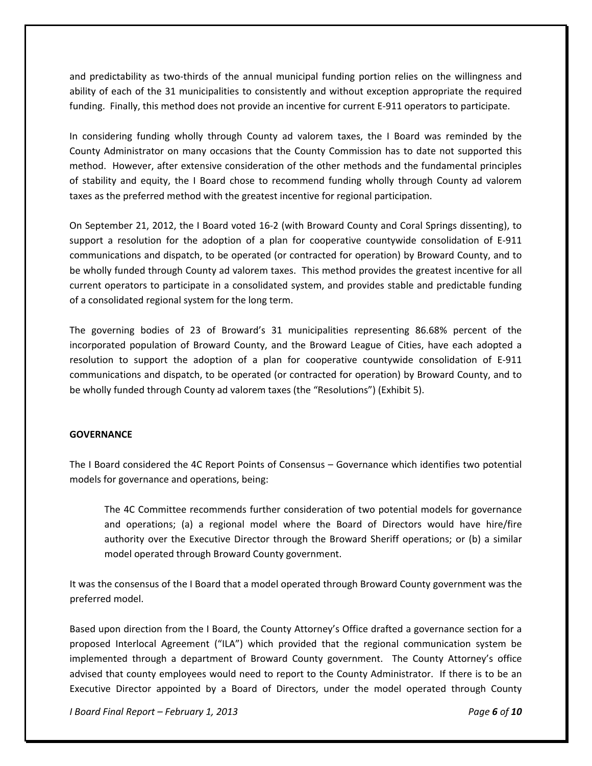and predictability as two-thirds of the annual municipal funding portion relies on the willingness and ability of each of the 31 municipalities to consistently and without exception appropriate the required funding. Finally, this method does not provide an incentive for current E-911 operators to participate.

In considering funding wholly through County ad valorem taxes, the I Board was reminded by the County Administrator on many occasions that the County Commission has to date not supported this method. However, after extensive consideration of the other methods and the fundamental principles of stability and equity, the I Board chose to recommend funding wholly through County ad valorem taxes as the preferred method with the greatest incentive for regional participation.

On September 21, 2012, the I Board voted 16-2 (with Broward County and Coral Springs dissenting), to support a resolution for the adoption of a plan for cooperative countywide consolidation of E-911 communications and dispatch, to be operated (or contracted for operation) by Broward County, and to be wholly funded through County ad valorem taxes. This method provides the greatest incentive for all current operators to participate in a consolidated system, and provides stable and predictable funding of a consolidated regional system for the long term.

The governing bodies of 23 of Broward's 31 municipalities representing 86.68% percent of the incorporated population of Broward County, and the Broward League of Cities, have each adopted a resolution to support the adoption of a plan for cooperative countywide consolidation of E-911 communications and dispatch, to be operated (or contracted for operation) by Broward County, and to be wholly funded through County ad valorem taxes (the "Resolutions") (Exhibit 5).

**GOVERNANCE**

The I Board considered the 4C Report Points of Consensus – Governance which identifies two potential models for governance and operations, being:

> The 4C Committee recommends further consideration of two potential models for governance and operations; (a) a regional model where the Board of Directors would have hire/fire authority over the Executive Director through the Broward Sheriff operations; or (b) a similar model operated through Broward County government.

It was the consensus of the I Board that a model operated through Broward County government was the preferred model.

Based upon direction from the I Board, the County Attorney's Office drafted a governance section for a proposed Interlocal Agreement ("ILA") which provided that the regional communication system be implemented through a department of Broward County government. The County Attorney's office advised that county employees would need to report to the County Administrator. If there is to be an Executive Director appointed by a Board of Directors, under the model operated through County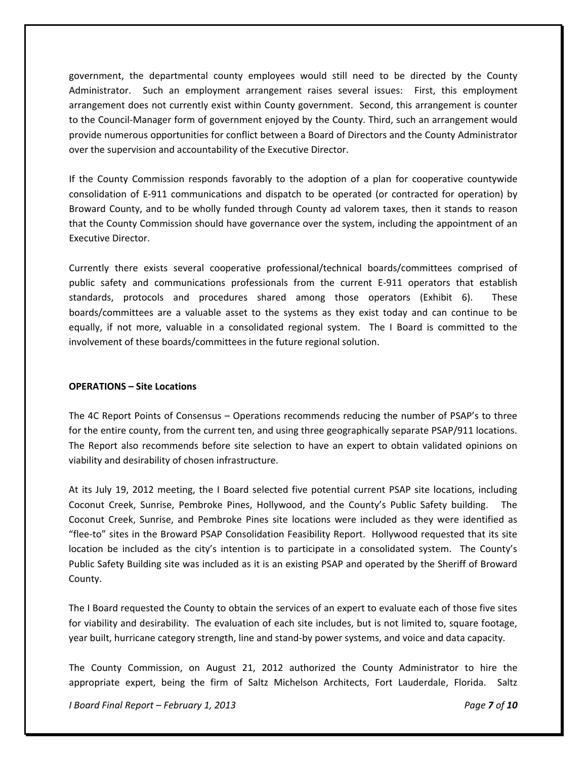government, the departmental county employees would still need to be directed by the County Administrator. Such an employment arrangement raises several issues: First, this employment arrangement does not currently exist within County government. Second, this arrangement is counter to the Council-Manager form of government enjoyed by the County. Third, such an arrangement would provide numerous opportunities for conflict between a Board of Directors and the County Administrator over the supervision and accountability of the Executive Director.

If the County Commission responds favorably to the adoption of a plan for cooperative countywide consolidation of E-911 communications and dispatch to be operated (or contracted for operation) by Broward County, and to be wholly funded through County ad valorem taxes, then it stands to reason that the County Commission should have governance over the system, including the appointment of an Executive Director.

Currently there exists several cooperative professional/technical boards/committees comprised of public safety and communications professionals from the current E-911 operators that establish standards, protocols and procedures shared among those operators (Exhibit 6). These boards/committees are a valuable asset to the systems as they exist today and can continue to be equally, if not more, valuable in a consolidated regional system. The I Board is committed to the involvement of these boards/committees in the future regional solution.

**OPERATIONS – Site Locations**

The 4C Report Points of Consensus – Operations recommends reducing the number of PSAP's to three for the entire county, from the current ten, and using three geographically separate PSAP/911 locations. The Report also recommends before site selection to have an expert to obtain validated opinions on viability and desirability of chosen infrastructure.

At its July 19, 2012 meeting, the I Board selected five potential current PSAP site locations, including Coconut Creek, Sunrise, Pembroke Pines, Hollywood, and the County's Public Safety building. The Coconut Creek, Sunrise, and Pembroke Pines site locations were included as they were identified as "flee-to" sites in the Broward PSAP Consolidation Feasibility Report. Hollywood requested that its site location be included as the city's intention is to participate in a consolidated system. The County's Public Safety Building site was included as it is an existing PSAP and operated by the Sheriff of Broward County.

The I Board requested the County to obtain the services of an expert to evaluate each of those five sites for viability and desirability. The evaluation of each site includes, but is not limited to, square footage, year built, hurricane category strength, line and stand-by power systems, and voice and data capacity.

The County Commission, on August 21, 2012 authorized the County Administrator to hire the appropriate expert, being the firm of Saltz Michelson Architects, Fort Lauderdale, Florida. Saltz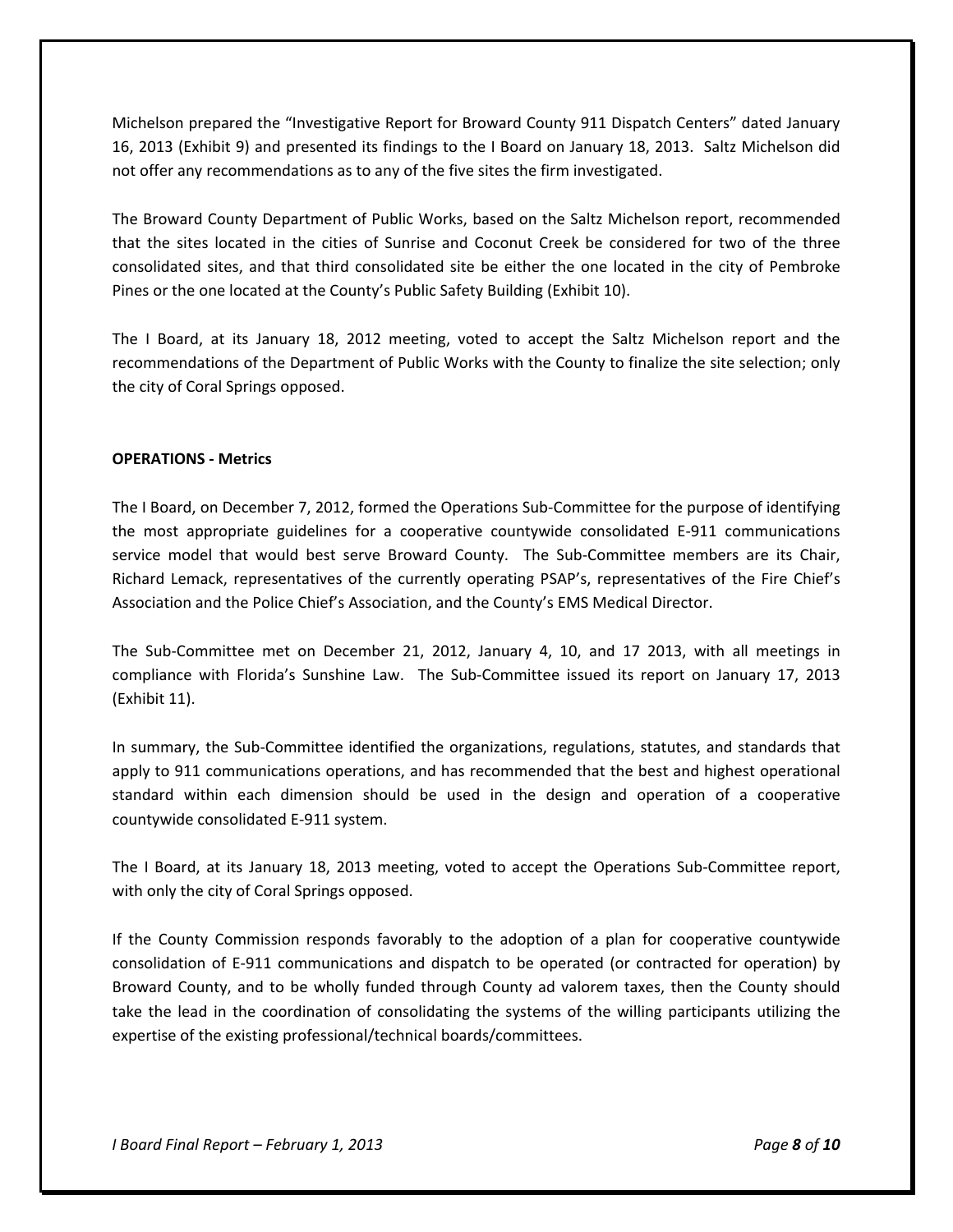Michelson prepared the "Investigative Report for Broward County 911 Dispatch Centers" dated January 16, 2013 (Exhibit 9) and presented its findings to the I Board on January 18, 2013. Saltz Michelson did not offer any recommendations as to any of the five sites the firm investigated.

The Broward County Department of Public Works, based on the Saltz Michelson report, recommended that the sites located in the cities of Sunrise and Coconut Creek be considered for two of the three consolidated sites, and that third consolidated site be either the one located in the city of Pembroke Pines or the one located at the County's Public Safety Building (Exhibit 10).

The I Board, at its January 18, 2012 meeting, voted to accept the Saltz Michelson report and the recommendations of the Department of Public Works with the County to finalize the site selection; only the city of Coral Springs opposed.

**OPERATIONS - Metrics**

The I Board, on December 7, 2012, formed the Operations Sub-Committee for the purpose of identifying the most appropriate guidelines for a cooperative countywide consolidated E-911 communications service model that would best serve Broward County. The Sub-Committee members are its Chair, Richard Lemack, representatives of the currently operating PSAP's, representatives of the Fire Chief's Association and the Police Chief's Association, and the County's EMS Medical Director.

The Sub-Committee met on December 21, 2012, January 4, 10, and 17 2013, with all meetings in compliance with Florida's Sunshine Law. The Sub-Committee issued its report on January 17, 2013 (Exhibit 11).

In summary, the Sub-Committee identified the organizations, regulations, statutes, and standards that apply to 911 communications operations, and has recommended that the best and highest operational standard within each dimension should be used in the design and operation of a cooperative countywide consolidated E-911 system.

The I Board, at its January 18, 2013 meeting, voted to accept the Operations Sub-Committee report, with only the city of Coral Springs opposed.

If the County Commission responds favorably to the adoption of a plan for cooperative countywide consolidation of E-911 communications and dispatch to be operated (or contracted for operation) by Broward County, and to be wholly funded through County ad valorem taxes, then the County should take the lead in the coordination of consolidating the systems of the willing participants utilizing the expertise of the existing professional/technical boards/committees.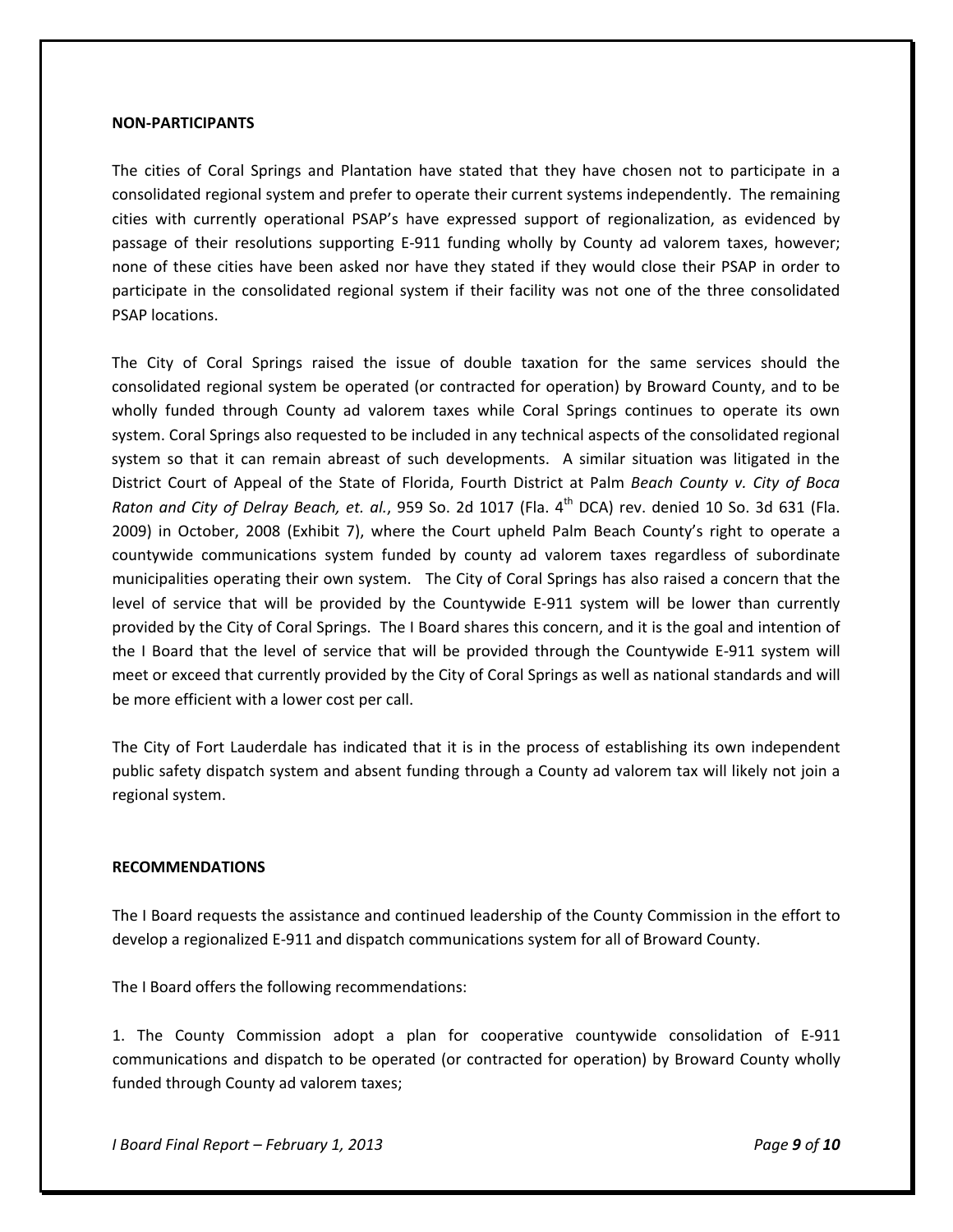**NON-PARTICIPANTS**

The cities of Coral Springs and Plantation have stated that they have chosen not to participate in a consolidated regional system and prefer to operate their current systems independently. The remaining cities with currently operational PSAP's have expressed support of regionalization, as evidenced by passage of their resolutions supporting E-911 funding wholly by County ad valorem taxes, however; none of these cities have been asked nor have they stated if they would close their PSAP in order to participate in the consolidated regional system if their facility was not one of the three consolidated PSAP locations.

The City of Coral Springs raised the issue of double taxation for the same services should the consolidated regional system be operated (or contracted for operation) by Broward County, and to be wholly funded through County ad valorem taxes while Coral Springs continues to operate its own system. Coral Springs also requested to be included in any technical aspects of the consolidated regional system so that it can remain abreast of such developments. A similar situation was litigated in the District Court of Appeal of the State of Florida, Fourth District at Palm *Beach County v. City of Boca Raton and City of Delray Beach, et. al.*, 959 So. 2d 1017 (Fla. 4th DCA) rev. denied 10 So. 3d 631 (Fla. 2009) in October, 2008 (Exhibit 7), where the Court upheld Palm Beach County's right to operate a countywide communications system funded by county ad valorem taxes regardless of subordinate municipalities operating their own system. The City of Coral Springs has also raised a concern that the level of service that will be provided by the Countywide E-911 system will be lower than currently provided by the City of Coral Springs. The I Board shares this concern, and it is the goal and intention of the I Board that the level of service that will be provided through the Countywide E-911 system will meet or exceed that currently provided by the City of Coral Springs as well as national standards and will be more efficient with a lower cost per call.

The City of Fort Lauderdale has indicated that it is in the process of establishing its own independent public safety dispatch system and absent funding through a County ad valorem tax will likely not join a regional system.

**RECOMMENDATIONS**

The I Board requests the assistance and continued leadership of the County Commission in the effort to develop a regionalized E-911 and dispatch communications system for all of Broward County.

The I Board offers the following recommendations:

1. The County Commission adopt a plan for cooperative countywide consolidation of E-911 communications and dispatch to be operated (or contracted for operation) by Broward County wholly funded through County ad valorem taxes;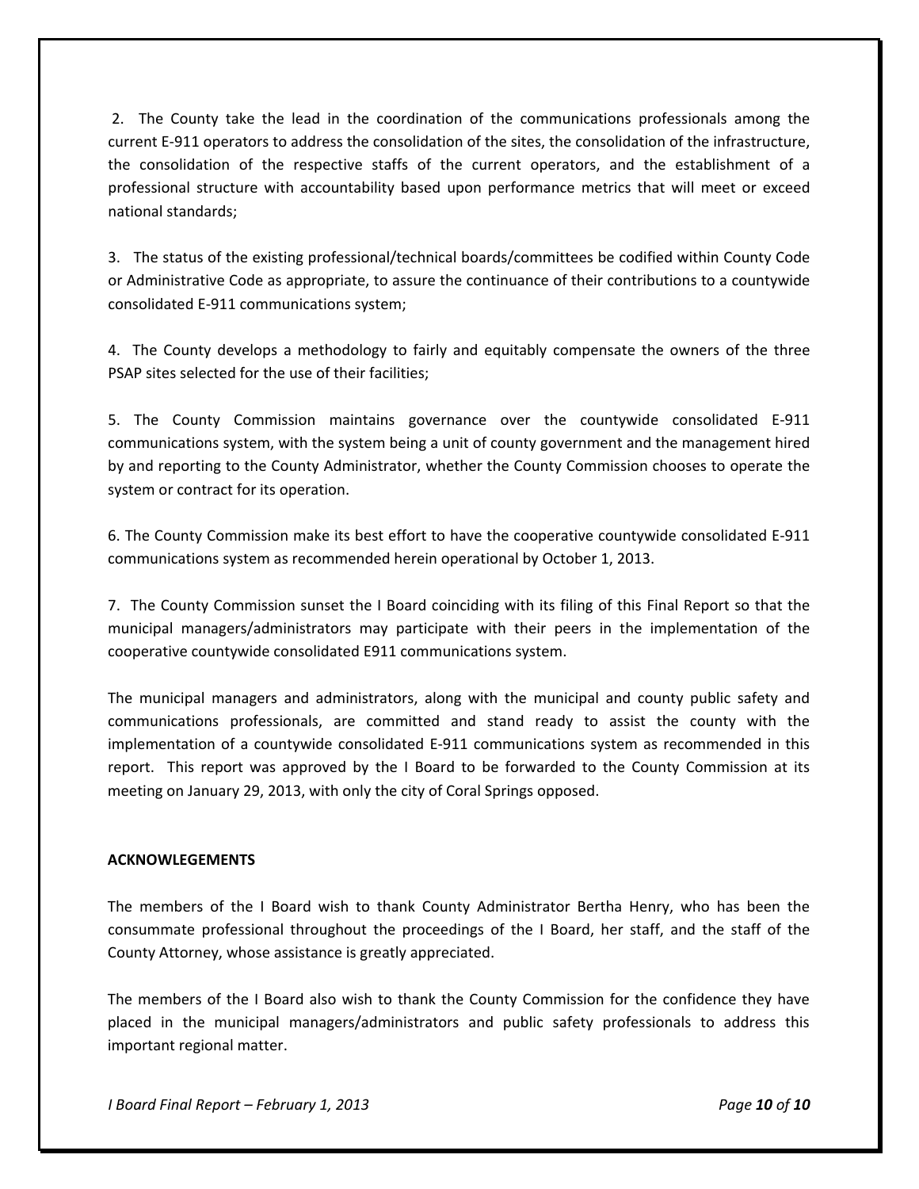2. The County take the lead in the coordination of the communications professionals among the current E-911 operators to address the consolidation of the sites, the consolidation of the infrastructure, the consolidation of the respective staffs of the current operators, and the establishment of a professional structure with accountability based upon performance metrics that will meet or exceed national standards;

3. The status of the existing professional/technical boards/committees be codified within County Code or Administrative Code as appropriate, to assure the continuance of their contributions to a countywide consolidated E-911 communications system;

4. The County develops a methodology to fairly and equitably compensate the owners of the three PSAP sites selected for the use of their facilities;

5. The County Commission maintains governance over the countywide consolidated E-911 communications system, with the system being a unit of county government and the management hired by and reporting to the County Administrator, whether the County Commission chooses to operate the system or contract for its operation.

6. The County Commission make its best effort to have the cooperative countywide consolidated E-911 communications system as recommended herein operational by October 1, 2013.

7. The County Commission sunset the I Board coinciding with its filing of this Final Report so that the municipal managers/administrators may participate with their peers in the implementation of the cooperative countywide consolidated E911 communications system.

The municipal managers and administrators, along with the municipal and county public safety and communications professionals, are committed and stand ready to assist the county with the implementation of a countywide consolidated E-911 communications system as recommended in this report. This report was approved by the I Board to be forwarded to the County Commission at its meeting on January 29, 2013, with only the city of Coral Springs opposed.

**ACKNOWLEGEMENTS**

The members of the I Board wish to thank County Administrator Bertha Henry, who has been the consummate professional throughout the proceedings of the I Board, her staff, and the staff of the County Attorney, whose assistance is greatly appreciated.

The members of the I Board also wish to thank the County Commission for the confidence they have placed in the municipal managers/administrators and public safety professionals to address this important regional matter.